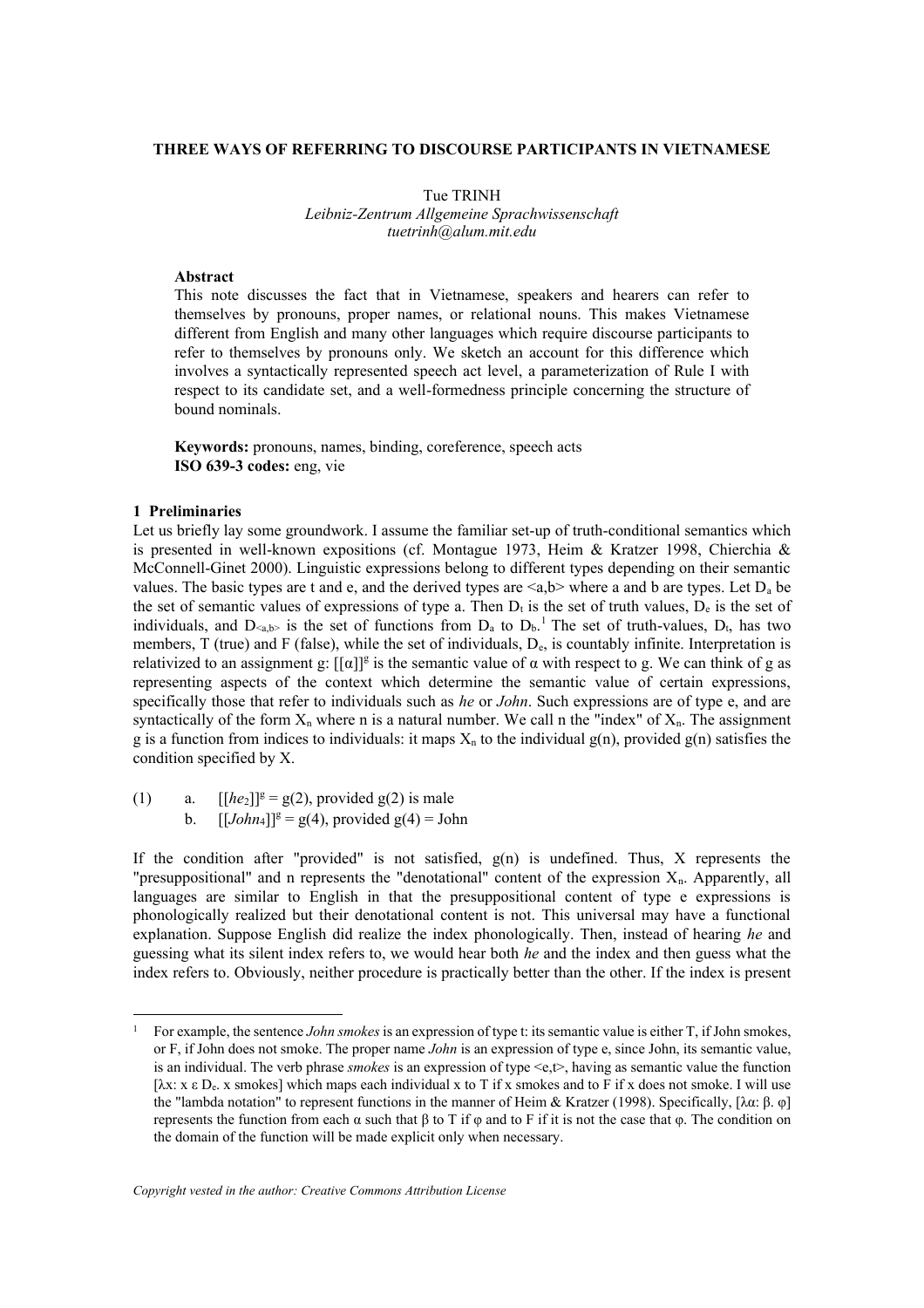# THREE WAYS OF REFERRING TO DISCOURSE PARTICIPANTS IN VIETNAMESE

Tue TRINH
*Leibniz-Zentrum Allgemeine Sprachwissenschaft*
*tuetrinh@alum.mit.edu*

**Abstract**

This note discusses the fact that in Vietnamese, speakers and hearers can refer to themselves by pronouns, proper names, or relational nouns. This makes Vietnamese different from English and many other languages which require discourse participants to refer to themselves by pronouns only. We sketch an account for this difference which involves a syntactically represented speech act level, a parameterization of Rule I with respect to its candidate set, and a well-formedness principle concerning the structure of bound nominals.

**Keywords:** pronouns, names, binding, coreference, speech acts
**ISO 639-3 codes:** eng, vie

## 1 Preliminaries

Let us briefly lay some groundwork. I assume the familiar set-up of truth-conditional semantics which is presented in well-known expositions (cf. Montague 1973, Heim & Kratzer 1998, Chierchia & McConnell-Ginet 2000). Linguistic expressions belong to different types depending on their semantic values. The basic types are t and e, and the derived types are <a,b> where a and b are types. Let $D_a$ be the set of semantic values of expressions of type a. Then $D_t$ is the set of truth values, $D_e$ is the set of individuals, and $D_{<a,b>}$ is the set of functions from $D_a$ to $D_b$.[1] The set of truth-values, $D_t$, has two members, T (true) and F (false), while the set of individuals, $D_e$, is countably infinite. Interpretation is relativized to an assignment g: $[[\alpha]]^g$ is the semantic value of α with respect to g. We can think of g as representing aspects of the context which determine the semantic value of certain expressions, specifically those that refer to individuals such as *he* or *John*. Such expressions are of type e, and are syntactically of the form $X_n$ where n is a natural number. We call n the "index" of $X_n$. The assignment g is a function from indices to individuals: it maps $X_n$ to the individual g(n), provided g(n) satisfies the condition specified by X.

(1) a. $[[he_2]]^g$ = g(2), provided g(2) is male
    b. $[[John_4]]^g$ = g(4), provided g(4) = John

If the condition after "provided" is not satisfied, g(n) is undefined. Thus, X represents the "presuppositional" and n represents the "denotational" content of the expression $X_n$. Apparently, all languages are similar to English in that the presuppositional content of type e expressions is phonologically realized but their denotational content is not. This universal may have a functional explanation. Suppose English did realize the index phonologically. Then, instead of hearing *he* and guessing what its silent index refers to, we would hear both *he* and the index and then guess what the index refers to. Obviously, neither procedure is practically better than the other. If the index is present

---

[1] For example, the sentence *John smokes* is an expression of type t: its semantic value is either T, if John smokes, or F, if John does not smoke. The proper name *John* is an expression of type e, since John, its semantic value, is an individual. The verb phrase *smokes* is an expression of type <e,t>, having as semantic value the function [λx: x ε $D_e$. x smokes] which maps each individual x to T if x smokes and to F if x does not smoke. I will use the "lambda notation" to represent functions in the manner of Heim & Kratzer (1998). Specifically, [λα: β. φ] represents the function from each α such that β to T if φ and to F if it is not the case that φ. The condition on the domain of the function will be made explicit only when necessary.

*Copyright vested in the author: Creative Commons Attribution License*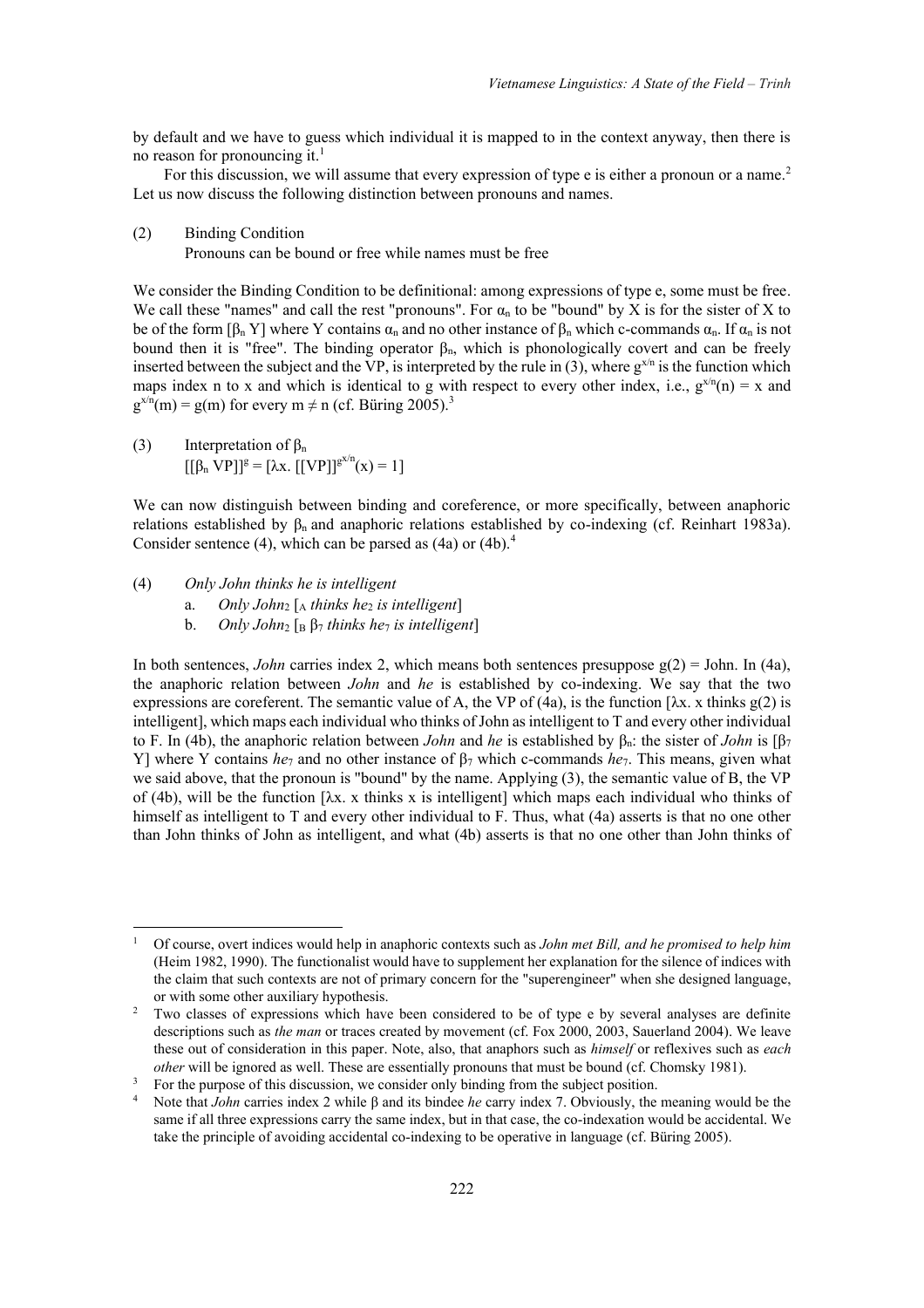by default and we have to guess which individual it is mapped to in the context anyway, then there is no reason for pronouncing it.[1]

For this discussion, we will assume that every expression of type e is either a pronoun or a name.[2] Let us now discuss the following distinction between pronouns and names.

(2) Binding Condition
Pronouns can be bound or free while names must be free

We consider the Binding Condition to be definitional: among expressions of type e, some must be free. We call these "names" and call the rest "pronouns". For $\alpha_n$ to be "bound" by X is for the sister of X to be of the form $[\beta_n\ Y]$ where Y contains $\alpha_n$ and no other instance of $\beta_n$ which c-commands $\alpha_n$. If $\alpha_n$ is not bound then it is "free". The binding operator $\beta_n$, which is phonologically covert and can be freely inserted between the subject and the VP, is interpreted by the rule in (3), where $g^{x/n}$ is the function which maps index n to x and which is identical to g with respect to every other index, i.e., $g^{x/n}(n) = x$ and $g^{x/n}(m) = g(m)$ for every $m \neq n$ (cf. Büring 2005).[3]

(3) Interpretation of $\beta_n$
$[[\beta_n\ \text{VP}]]^g = [\lambda x.\ [[\text{VP}]]^{g^{x/n}}(x) = 1]$

We can now distinguish between binding and coreference, or more specifically, between anaphoric relations established by $\beta_n$ and anaphoric relations established by co-indexing (cf. Reinhart 1983a). Consider sentence (4), which can be parsed as (4a) or (4b).[4]

(4) *Only John thinks he is intelligent*
   a. *Only John*$_2$ [$_A$ *thinks he*$_2$ *is intelligent*]
   b. *Only John*$_2$ [$_B$ $\beta_7$ *thinks he*$_7$ *is intelligent*]

In both sentences, *John* carries index 2, which means both sentences presuppose $g(2)$ = John. In (4a), the anaphoric relation between *John* and *he* is established by co-indexing. We say that the two expressions are coreferent. The semantic value of A, the VP of (4a), is the function [$\lambda x$. x thinks $g(2)$ is intelligent], which maps each individual who thinks of John as intelligent to T and every other individual to F. In (4b), the anaphoric relation between *John* and *he* is established by $\beta_n$: the sister of *John* is [$\beta_7$ Y] where Y contains *he*$_7$ and no other instance of $\beta_7$ which c-commands *he*$_7$. This means, given what we said above, that the pronoun is "bound" by the name. Applying (3), the semantic value of B, the VP of (4b), will be the function [$\lambda x$. x thinks x is intelligent] which maps each individual who thinks of himself as intelligent to T and every other individual to F. Thus, what (4a) asserts is that no one other than John thinks of John as intelligent, and what (4b) asserts is that no one other than John thinks of

---

[1] Of course, overt indices would help in anaphoric contexts such as *John met Bill, and he promised to help him* (Heim 1982, 1990). The functionalist would have to supplement her explanation for the silence of indices with the claim that such contexts are not of primary concern for the "superengineer" when she designed language, or with some other auxiliary hypothesis.

[2] Two classes of expressions which have been considered to be of type e by several analyses are definite descriptions such as *the man* or traces created by movement (cf. Fox 2000, 2003, Sauerland 2004). We leave these out of consideration in this paper. Note, also, that anaphors such as *himself* or reflexives such as *each other* will be ignored as well. These are essentially pronouns that must be bound (cf. Chomsky 1981).

[3] For the purpose of this discussion, we consider only binding from the subject position.

[4] Note that *John* carries index 2 while β and its bindee *he* carry index 7. Obviously, the meaning would be the same if all three expressions carry the same index, but in that case, the co-indexation would be accidental. We take the principle of avoiding accidental co-indexing to be operative in language (cf. Büring 2005).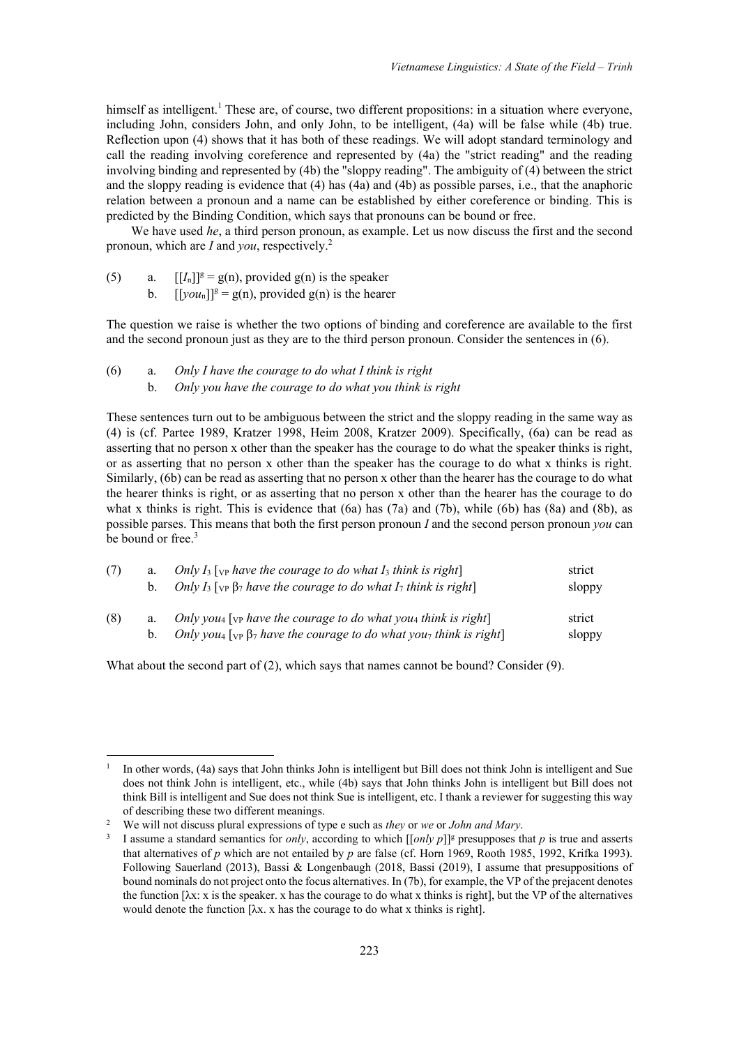himself as intelligent.[1] These are, of course, two different propositions: in a situation where everyone, including John, considers John, and only John, to be intelligent, (4a) will be false while (4b) true. Reflection upon (4) shows that it has both of these readings. We will adopt standard terminology and call the reading involving coreference and represented by (4a) the "strict reading" and the reading involving binding and represented by (4b) the "sloppy reading". The ambiguity of (4) between the strict and the sloppy reading is evidence that (4) has (4a) and (4b) as possible parses, i.e., that the anaphoric relation between a pronoun and a name can be established by either coreference or binding. This is predicted by the Binding Condition, which says that pronouns can be bound or free.

We have used *he*, a third person pronoun, as example. Let us now discuss the first and the second pronoun, which are *I* and *you*, respectively.[2]

(5) a. $[[I_n]]^g = g(n)$, provided g(n) is the speaker
  b. $[[you_n]]^g = g(n)$, provided g(n) is the hearer

The question we raise is whether the two options of binding and coreference are available to the first and the second pronoun just as they are to the third person pronoun. Consider the sentences in (6).

(6) a. *Only I have the courage to do what I think is right*
  b. *Only you have the courage to do what you think is right*

These sentences turn out to be ambiguous between the strict and the sloppy reading in the same way as (4) is (cf. Partee 1989, Kratzer 1998, Heim 2008, Kratzer 2009). Specifically, (6a) can be read as asserting that no person x other than the speaker has the courage to do what the speaker thinks is right, or as asserting that no person x other than the speaker has the courage to do what x thinks is right. Similarly, (6b) can be read as asserting that no person x other than the hearer has the courage to do what the hearer thinks is right, or as asserting that no person x other than the hearer has the courage to do what x thinks is right. This is evidence that (6a) has (7a) and (7b), while (6b) has (8a) and (8b), as possible parses. This means that both the first person pronoun *I* and the second person pronoun *you* can be bound or free.[3]

(7) a. *Only* $I_3$ [$_{VP}$ *have the courage to do what* $I_3$ *think is right*] strict
  b. *Only* $I_3$ [$_{VP}$ $\beta_7$ *have the courage to do what* $I_7$ *think is right*] sloppy

(8) a. *Only* $you_4$ [$_{VP}$ *have the courage to do what* $you_4$ *think is right*] strict
  b. *Only* $you_4$ [$_{VP}$ $\beta_7$ *have the courage to do what* $you_7$ *think is right*] sloppy

What about the second part of (2), which says that names cannot be bound? Consider (9).

---

[1] In other words, (4a) says that John thinks John is intelligent but Bill does not think John is intelligent and Sue does not think John is intelligent, etc., while (4b) says that John thinks John is intelligent but Bill does not think Bill is intelligent and Sue does not think Sue is intelligent, etc. I thank a reviewer for suggesting this way of describing these two different meanings.

[2] We will not discuss plural expressions of type e such as *they* or *we* or *John and Mary*.

[3] I assume a standard semantics for *only*, according to which $[[only\ p]]^g$ presupposes that *p* is true and asserts that alternatives of *p* which are not entailed by *p* are false (cf. Horn 1969, Rooth 1985, 1992, Krifka 1993). Following Sauerland (2013), Bassi & Longenbaugh (2018, Bassi (2019), I assume that presuppositions of bound nominals do not project onto the focus alternatives. In (7b), for example, the VP of the prejacent denotes the function [λx: x is the speaker. x has the courage to do what x thinks is right], but the VP of the alternatives would denote the function [λx. x has the courage to do what x thinks is right].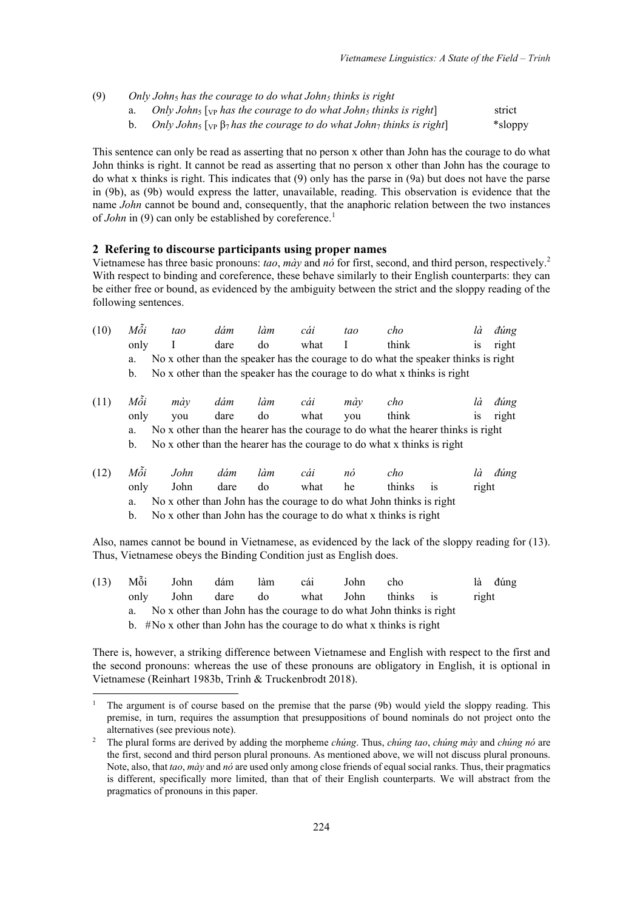(9) *Only John$_5$ has the courage to do what John$_5$ thinks is right*

a. *Only John$_5$ [$_{VP}$ has the courage to do what John$_5$ thinks is right]* strict

b. *Only John$_5$ [$_{VP}$ $\beta_7$ has the courage to do what John$_7$ thinks is right]* *sloppy

This sentence can only be read as asserting that no person x other than John has the courage to do what John thinks is right. It cannot be read as asserting that no person x other than John has the courage to do what x thinks is right. This indicates that (9) only has the parse in (9a) but does not have the parse in (9b), as (9b) would express the latter, unavailable, reading. This observation is evidence that the name *John* cannot be bound and, consequently, that the anaphoric relation between the two instances of *John* in (9) can only be established by coreference.[1]

## 2 Refering to discourse participants using proper names

Vietnamese has three basic pronouns: *tao*, *mày* and *nó* for first, second, and third person, respectively.[2] With respect to binding and coreference, these behave similarly to their English counterparts: they can be either free or bound, as evidenced by the ambiguity between the strict and the sloppy reading of the following sentences.

(10) *Mỗi tao dám làm cái tao cho là đúng*
only I dare do what I think is right

a. No x other than the speaker has the courage to do what the speaker thinks is right

b. No x other than the speaker has the courage to do what x thinks is right

(11) *Mỗi mày dám làm cái mày cho là đúng*
only you dare do what you think is right

a. No x other than the hearer has the courage to do what the hearer thinks is right

b. No x other than the hearer has the courage to do what x thinks is right

(12) *Mỗi John dám làm cái nó cho là đúng*
only John dare do what he thinks is right

a. No x other than John has the courage to do what John thinks is right

b. No x other than John has the courage to do what x thinks is right

Also, names cannot be bound in Vietnamese, as evidenced by the lack of the sloppy reading for (13). Thus, Vietnamese obeys the Binding Condition just as English does.

(13) Mỗi John dám làm cái John cho là đúng
only John dare do what John thinks is right

a. No x other than John has the courage to do what John thinks is right

b. #No x other than John has the courage to do what x thinks is right

There is, however, a striking difference between Vietnamese and English with respect to the first and the second pronouns: whereas the use of these pronouns are obligatory in English, it is optional in Vietnamese (Reinhart 1983b, Trinh & Truckenbrodt 2018).

[1] The argument is of course based on the premise that the parse (9b) would yield the sloppy reading. This premise, in turn, requires the assumption that presuppositions of bound nominals do not project onto the alternatives (see previous note).

[2] The plural forms are derived by adding the morpheme *chúng*. Thus, *chúng tao*, *chúng mày* and *chúng nó* are the first, second and third person plural pronouns. As mentioned above, we will not discuss plural pronouns. Note, also, that *tao*, *mày* and *nó* are used only among close friends of equal social ranks. Thus, their pragmatics is different, specifically more limited, than that of their English counterparts. We will abstract from the pragmatics of pronouns in this paper.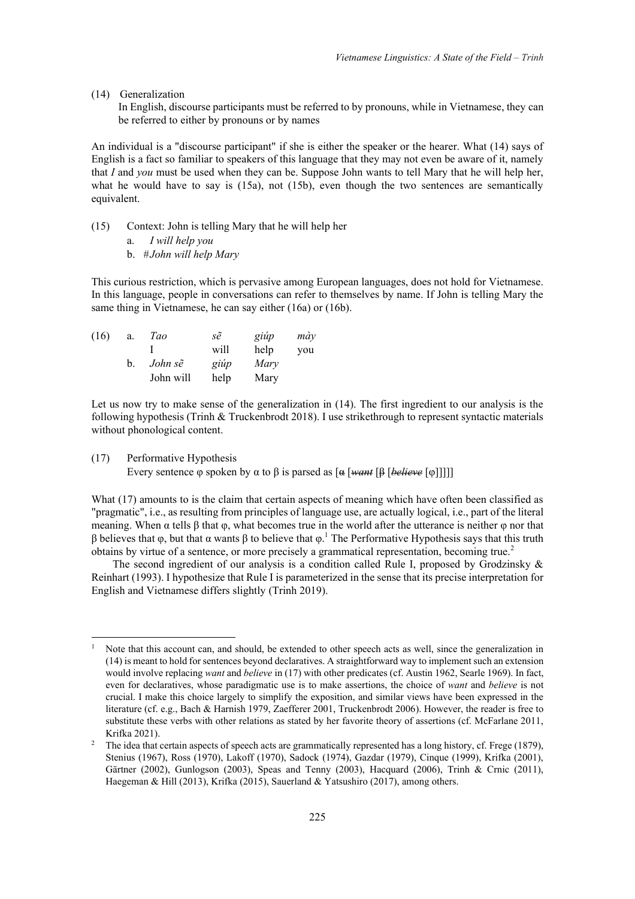(14) Generalization

In English, discourse participants must be referred to by pronouns, while in Vietnamese, they can be referred to either by pronouns or by names

An individual is a "discourse participant" if she is either the speaker or the hearer. What (14) says of English is a fact so familiar to speakers of this language that they may not even be aware of it, namely that *I* and *you* must be used when they can be. Suppose John wants to tell Mary that he will help her, what he would have to say is (15a), not (15b), even though the two sentences are semantically equivalent.

(15) Context: John is telling Mary that he will help her

a. *I will help you*

b. #*John will help Mary*

This curious restriction, which is pervasive among European languages, does not hold for Vietnamese. In this language, people in conversations can refer to themselves by name. If John is telling Mary the same thing in Vietnamese, he can say either (16a) or (16b).

(16) a. *Tao sẽ giúp mày*
I will help you

b. *John sẽ giúp Mary*
John will help Mary

Let us now try to make sense of the generalization in (14). The first ingredient to our analysis is the following hypothesis (Trinh & Truckenbrodt 2018). I use strikethrough to represent syntactic materials without phonological content.

(17) Performative Hypothesis

Every sentence φ spoken by α to β is parsed as [~~α~~ [~~*want*~~ [~~β~~ [~~*believe*~~ [φ]]]]]

What (17) amounts to is the claim that certain aspects of meaning which have often been classified as "pragmatic", i.e., as resulting from principles of language use, are actually logical, i.e., part of the literal meaning. When α tells β that φ, what becomes true in the world after the utterance is neither φ nor that β believes that φ, but that α wants β to believe that φ.[1] The Performative Hypothesis says that this truth obtains by virtue of a sentence, or more precisely a grammatical representation, becoming true.[2]

The second ingredient of our analysis is a condition called Rule I, proposed by Grodzinsky & Reinhart (1993). I hypothesize that Rule I is parameterized in the sense that its precise interpretation for English and Vietnamese differs slightly (Trinh 2019).

[1] Note that this account can, and should, be extended to other speech acts as well, since the generalization in (14) is meant to hold for sentences beyond declaratives. A straightforward way to implement such an extension would involve replacing *want* and *believe* in (17) with other predicates (cf. Austin 1962, Searle 1969). In fact, even for declaratives, whose paradigmatic use is to make assertions, the choice of *want* and *believe* is not crucial. I make this choice largely to simplify the exposition, and similar views have been expressed in the literature (cf. e.g., Bach & Harnish 1979, Zaefferer 2001, Truckenbrodt 2006). However, the reader is free to substitute these verbs with other relations as stated by her favorite theory of assertions (cf. McFarlane 2011, Krifka 2021).

[2] The idea that certain aspects of speech acts are grammatically represented has a long history, cf. Frege (1879), Stenius (1967), Ross (1970), Lakoff (1970), Sadock (1974), Gazdar (1979), Cinque (1999), Krifka (2001), Gärtner (2002), Gunlogson (2003), Speas and Tenny (2003), Hacquard (2006), Trinh & Crnic (2011), Haegeman & Hill (2013), Krifka (2015), Sauerland & Yatsushiro (2017), among others.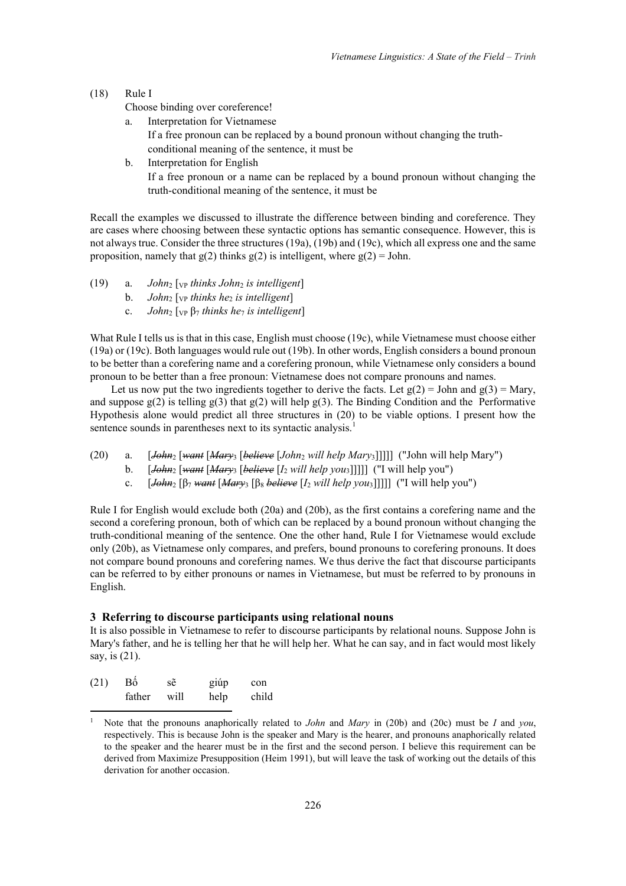(18) Rule I

Choose binding over coreference!

a. Interpretation for Vietnamese
   If a free pronoun can be replaced by a bound pronoun without changing the truth-conditional meaning of the sentence, it must be

b. Interpretation for English
   If a free pronoun or a name can be replaced by a bound pronoun without changing the truth-conditional meaning of the sentence, it must be

Recall the examples we discussed to illustrate the difference between binding and coreference. They are cases where choosing between these syntactic options has semantic consequence. However, this is not always true. Consider the three structures (19a), (19b) and (19c), which all express one and the same proposition, namely that g(2) thinks g(2) is intelligent, where g(2) = John.

(19) a. *John*$_2$ [$_{VP}$ *thinks John*$_2$ *is intelligent*]
     b. *John*$_2$ [$_{VP}$ *thinks he*$_2$ *is intelligent*]
     c. *John*$_2$ [$_{VP}$ β$_7$ *thinks he*$_7$ *is intelligent*]

What Rule I tells us is that in this case, English must choose (19c), while Vietnamese must choose either (19a) or (19c). Both languages would rule out (19b). In other words, English considers a bound pronoun to be better than a corefering name and a corefering pronoun, while Vietnamese only considers a bound pronoun to be better than a free pronoun: Vietnamese does not compare pronouns and names.

Let us now put the two ingredients together to derive the facts. Let g(2) = John and g(3) = Mary, and suppose g(2) is telling g(3) that g(2) will help g(3). The Binding Condition and the Performative Hypothesis alone would predict all three structures in (20) to be viable options. I present how the sentence sounds in parentheses next to its syntactic analysis.[1]

(20) a. [~~*John*~~$_2$ [~~*want*~~ [~~*Mary*~~$_3$ [~~*believe*~~ [*John*$_2$ *will help Mary*$_3$]]]]] ("John will help Mary")
     b. [~~*John*~~$_2$ [~~*want*~~ [~~*Mary*~~$_3$ [~~*believe*~~ [*I*$_2$ *will help you*$_3$]]]]] ("I will help you")
     c. [~~*John*~~$_2$ [β$_7$ ~~*want*~~ [~~*Mary*~~$_3$ [β$_8$ ~~*believe*~~ [*I*$_2$ *will help you*$_3$]]]]] ("I will help you")

Rule I for English would exclude both (20a) and (20b), as the first contains a corefering name and the second a corefering pronoun, both of which can be replaced by a bound pronoun without changing the truth-conditional meaning of the sentence. One the other hand, Rule I for Vietnamese would exclude only (20b), as Vietnamese only compares, and prefers, bound pronouns to corefering pronouns. It does not compare bound pronouns and corefering names. We thus derive the fact that discourse participants can be referred to by either pronouns or names in Vietnamese, but must be referred to by pronouns in English.

## 3 Referring to discourse participants using relational nouns

It is also possible in Vietnamese to refer to discourse participants by relational nouns. Suppose John is Mary's father, and he is telling her that he will help her. What he can say, and in fact would most likely say, is (21).

(21) Bố sẽ giúp con
     father will help child

[1] Note that the pronouns anaphorically related to *John* and *Mary* in (20b) and (20c) must be *I* and *you*, respectively. This is because John is the speaker and Mary is the hearer, and pronouns anaphorically related to the speaker and the hearer must be in the first and the second person. I believe this requirement can be derived from Maximize Presupposition (Heim 1991), but will leave the task of working out the details of this derivation for another occasion.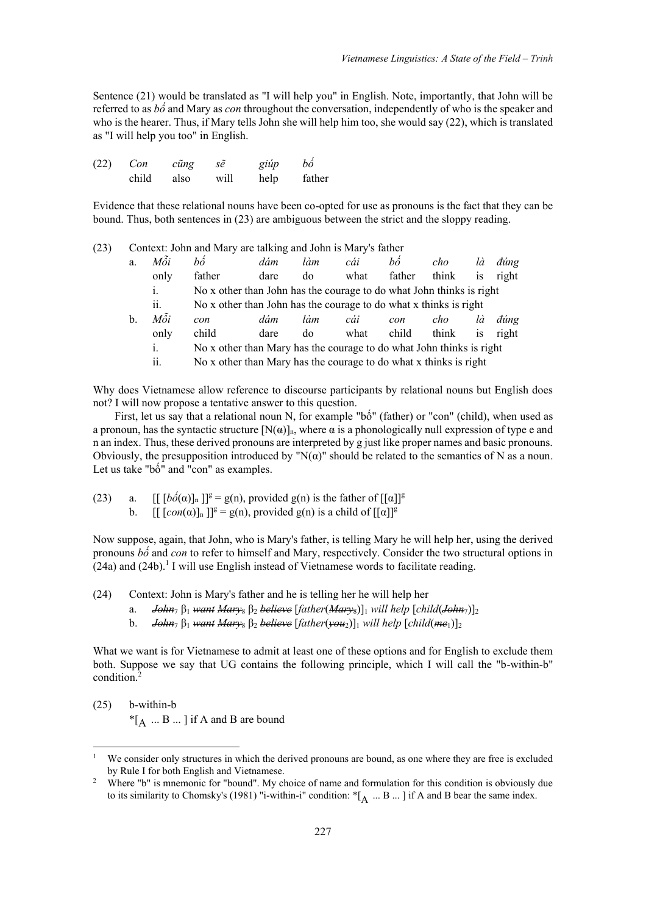Sentence (21) would be translated as "I will help you" in English. Note, importantly, that John will be referred to as *bố* and Mary as *con* throughout the conversation, independently of who is the speaker and who is the hearer. Thus, if Mary tells John she will help him too, she would say (22), which is translated as "I will help you too" in English.

(22) *Con cũng sẽ giúp bố*
child also will help father

Evidence that these relational nouns have been co-opted for use as pronouns is the fact that they can be bound. Thus, both sentences in (23) are ambiguous between the strict and the sloppy reading.

(23) Context: John and Mary are talking and John is Mary's father

a. *Mỗi bố dám làm cái bố cho là đúng*
only father dare do what father think is right
i. No x other than John has the courage to do what John thinks is right
ii. No x other than John has the courage to do what x thinks is right

b. *Mỗi con dám làm cái con cho là đúng*
only child dare do what child think is right
i. No x other than Mary has the courage to do what John thinks is right
ii. No x other than Mary has the courage to do what x thinks is right

Why does Vietnamese allow reference to discourse participants by relational nouns but English does not? I will now propose a tentative answer to this question.

First, let us say that a relational noun N, for example "bố" (father) or "con" (child), when used as a pronoun, has the syntactic structure $[N(~~\alpha~~)]_n$, where ~~α~~ is a phonologically null expression of type e and n an index. Thus, these derived pronouns are interpreted by g just like proper names and basic pronouns. Obviously, the presupposition introduced by "N(α)" should be related to the semantics of N as a noun. Let us take "bố" and "con" as examples.

(23) a. $[[\ [b\acute{\hat{o}}(\alpha)]_n\ ]]^g = g(n)$, provided g(n) is the father of $[[\alpha]]^g$
b. $[[\ [con(\alpha)]_n\ ]]^g = g(n)$, provided g(n) is a child of $[[\alpha]]^g$

Now suppose, again, that John, who is Mary's father, is telling Mary he will help her, using the derived pronouns *bố* and *con* to refer to himself and Mary, respectively. Consider the two structural options in (24a) and (24b).[1] I will use English instead of Vietnamese words to facilitate reading.

(24) Context: John is Mary's father and he is telling her he will help her
a. ~~*John*~~$_7$ $\beta_1$ ~~*want*~~ ~~*Mary*~~$_8$ $\beta_2$ ~~*believe*~~ [*father*(~~*Mary*~~$_8$)]$_1$ *will help* [*child*(~~*John*~~$_7$)]$_2$
b. ~~*John*~~$_7$ $\beta_1$ ~~*want*~~ ~~*Mary*~~$_8$ $\beta_2$ ~~*believe*~~ [*father*(~~*you*~~$_2$)]$_1$ *will help* [*child*(~~*me*~~$_1$)]$_2$

What we want is for Vietnamese to admit at least one of these options and for English to exclude them both. Suppose we say that UG contains the following principle, which I will call the "b-within-b" condition.[2]

(25) b-within-b
$*[_A\ \ldots\ B\ \ldots\ ]$ if A and B are bound

---

[1] We consider only structures in which the derived pronouns are bound, as one where they are free is excluded by Rule I for both English and Vietnamese.

[2] Where "b" is mnemonic for "bound". My choice of name and formulation for this condition is obviously due to its similarity to Chomsky's (1981) "i-within-i" condition: $*[_A\ \ldots\ B\ \ldots\ ]$ if A and B bear the same index.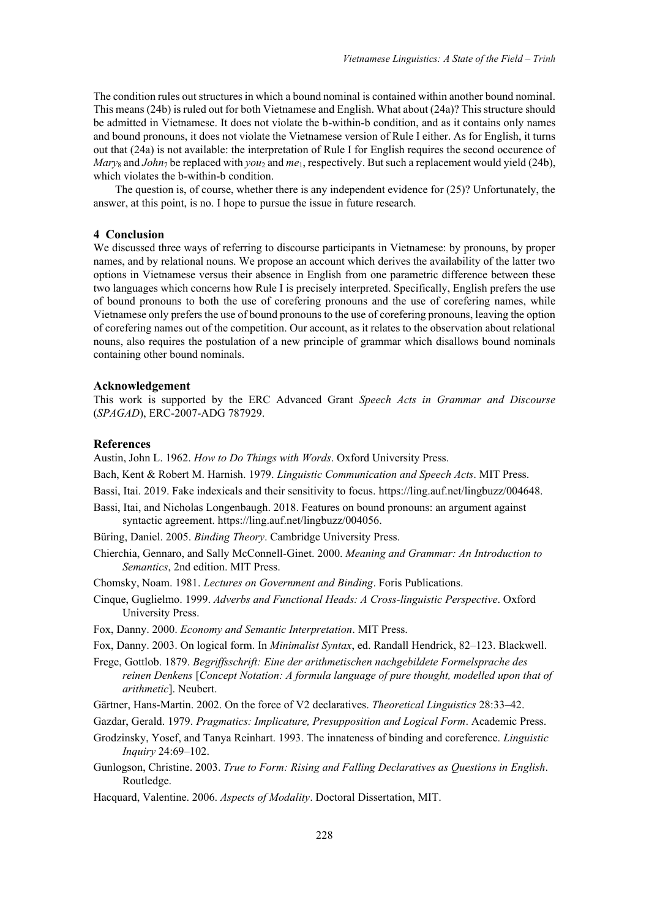The condition rules out structures in which a bound nominal is contained within another bound nominal. This means (24b) is ruled out for both Vietnamese and English. What about (24a)? This structure should be admitted in Vietnamese. It does not violate the b-within-b condition, and as it contains only names and bound pronouns, it does not violate the Vietnamese version of Rule I either. As for English, it turns out that (24a) is not available: the interpretation of Rule I for English requires the second occurence of $Mary_8$ and $John_7$ be replaced with $you_2$ and $me_1$, respectively. But such a replacement would yield (24b), which violates the b-within-b condition.

The question is, of course, whether there is any independent evidence for (25)? Unfortunately, the answer, at this point, is no. I hope to pursue the issue in future research.

## 4 Conclusion

We discussed three ways of referring to discourse participants in Vietnamese: by pronouns, by proper names, and by relational nouns. We propose an account which derives the availability of the latter two options in Vietnamese versus their absence in English from one parametric difference between these two languages which concerns how Rule I is precisely interpreted. Specifically, English prefers the use of bound pronouns to both the use of corefering pronouns and the use of corefering names, while Vietnamese only prefers the use of bound pronouns to the use of corefering pronouns, leaving the option of corefering names out of the competition. Our account, as it relates to the observation about relational nouns, also requires the postulation of a new principle of grammar which disallows bound nominals containing other bound nominals.

## Acknowledgement

This work is supported by the ERC Advanced Grant *Speech Acts in Grammar and Discourse* (*SPAGAD*), ERC-2007-ADG 787929.

## References

Austin, John L. 1962. *How to Do Things with Words*. Oxford University Press.

Bach, Kent & Robert M. Harnish. 1979. *Linguistic Communication and Speech Acts*. MIT Press.

Bassi, Itai. 2019. Fake indexicals and their sensitivity to focus. https://ling.auf.net/lingbuzz/004648.

Bassi, Itai, and Nicholas Longenbaugh. 2018. Features on bound pronouns: an argument against syntactic agreement. https://ling.auf.net/lingbuzz/004056.

Büring, Daniel. 2005. *Binding Theory*. Cambridge University Press.

Chierchia, Gennaro, and Sally McConnell-Ginet. 2000. *Meaning and Grammar: An Introduction to Semantics*, 2nd edition. MIT Press.

Chomsky, Noam. 1981. *Lectures on Government and Binding*. Foris Publications.

Cinque, Guglielmo. 1999. *Adverbs and Functional Heads: A Cross-linguistic Perspective*. Oxford University Press.

Fox, Danny. 2000. *Economy and Semantic Interpretation*. MIT Press.

Fox, Danny. 2003. On logical form. In *Minimalist Syntax*, ed. Randall Hendrick, 82–123. Blackwell.

Frege, Gottlob. 1879. *Begriffsschrift: Eine der arithmetischen nachgebildete Formelsprache des reinen Denkens* [*Concept Notation: A formula language of pure thought, modelled upon that of arithmetic*]. Neubert.

Gärtner, Hans-Martin. 2002. On the force of V2 declaratives. *Theoretical Linguistics* 28:33–42.

Gazdar, Gerald. 1979. *Pragmatics: Implicature, Presupposition and Logical Form*. Academic Press.

Grodzinsky, Yosef, and Tanya Reinhart. 1993. The innateness of binding and coreference. *Linguistic Inquiry* 24:69–102.

Gunlogson, Christine. 2003. *True to Form: Rising and Falling Declaratives as Questions in English*. Routledge.

Hacquard, Valentine. 2006. *Aspects of Modality*. Doctoral Dissertation, MIT.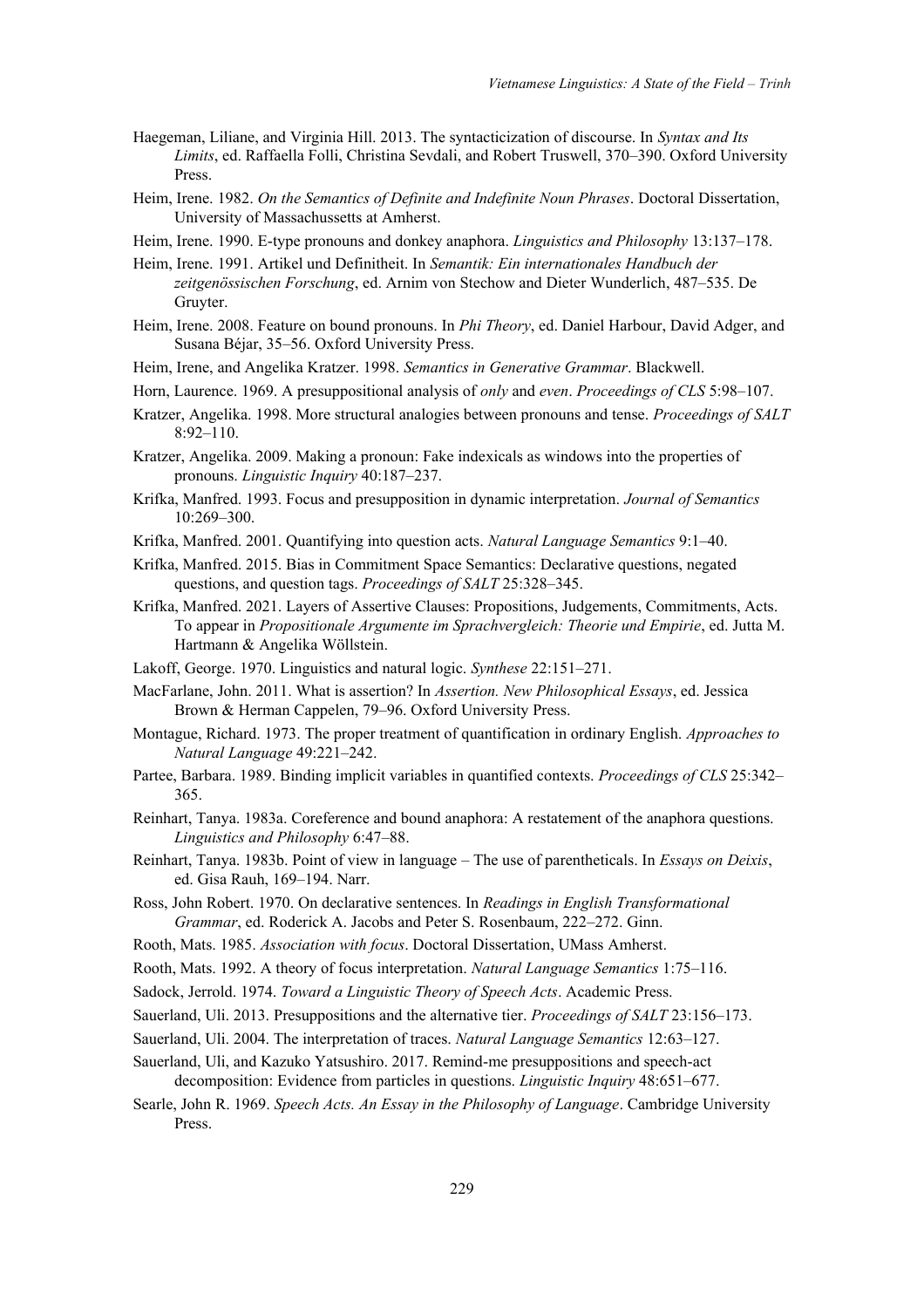Haegeman, Liliane, and Virginia Hill. 2013. The syntacticization of discourse. In *Syntax and Its Limits*, ed. Raffaella Folli, Christina Sevdali, and Robert Truswell, 370–390. Oxford University Press.

Heim, Irene. 1982. *On the Semantics of Definite and Indefinite Noun Phrases*. Doctoral Dissertation, University of Massachussetts at Amherst.

Heim, Irene. 1990. E-type pronouns and donkey anaphora. *Linguistics and Philosophy* 13:137–178.

Heim, Irene. 1991. Artikel und Definitheit. In *Semantik: Ein internationales Handbuch der zeitgenössischen Forschung*, ed. Arnim von Stechow and Dieter Wunderlich, 487–535. De Gruyter.

Heim, Irene. 2008. Feature on bound pronouns. In *Phi Theory*, ed. Daniel Harbour, David Adger, and Susana Béjar, 35–56. Oxford University Press.

Heim, Irene, and Angelika Kratzer. 1998. *Semantics in Generative Grammar*. Blackwell.

Horn, Laurence. 1969. A presuppositional analysis of *only* and *even*. *Proceedings of CLS* 5:98–107.

Kratzer, Angelika. 1998. More structural analogies between pronouns and tense. *Proceedings of SALT* 8:92–110.

Kratzer, Angelika. 2009. Making a pronoun: Fake indexicals as windows into the properties of pronouns. *Linguistic Inquiry* 40:187–237.

Krifka, Manfred. 1993. Focus and presupposition in dynamic interpretation. *Journal of Semantics* 10:269–300.

Krifka, Manfred. 2001. Quantifying into question acts. *Natural Language Semantics* 9:1–40.

Krifka, Manfred. 2015. Bias in Commitment Space Semantics: Declarative questions, negated questions, and question tags. *Proceedings of SALT* 25:328–345.

Krifka, Manfred. 2021. Layers of Assertive Clauses: Propositions, Judgements, Commitments, Acts. To appear in *Propositionale Argumente im Sprachvergleich: Theorie und Empirie*, ed. Jutta M. Hartmann & Angelika Wöllstein.

Lakoff, George. 1970. Linguistics and natural logic. *Synthese* 22:151–271.

MacFarlane, John. 2011. What is assertion? In *Assertion. New Philosophical Essays*, ed. Jessica Brown & Herman Cappelen, 79–96. Oxford University Press.

Montague, Richard. 1973. The proper treatment of quantification in ordinary English. *Approaches to Natural Language* 49:221–242.

Partee, Barbara. 1989. Binding implicit variables in quantified contexts. *Proceedings of CLS* 25:342–365.

Reinhart, Tanya. 1983a. Coreference and bound anaphora: A restatement of the anaphora questions. *Linguistics and Philosophy* 6:47–88.

Reinhart, Tanya. 1983b. Point of view in language – The use of parentheticals. In *Essays on Deixis*, ed. Gisa Rauh, 169–194. Narr.

Ross, John Robert. 1970. On declarative sentences. In *Readings in English Transformational Grammar*, ed. Roderick A. Jacobs and Peter S. Rosenbaum, 222–272. Ginn.

Rooth, Mats. 1985. *Association with focus*. Doctoral Dissertation, UMass Amherst.

Rooth, Mats. 1992. A theory of focus interpretation. *Natural Language Semantics* 1:75–116.

Sadock, Jerrold. 1974. *Toward a Linguistic Theory of Speech Acts*. Academic Press.

Sauerland, Uli. 2013. Presuppositions and the alternative tier. *Proceedings of SALT* 23:156–173.

Sauerland, Uli. 2004. The interpretation of traces. *Natural Language Semantics* 12:63–127.

Sauerland, Uli, and Kazuko Yatsushiro. 2017. Remind-me presuppositions and speech-act decomposition: Evidence from particles in questions. *Linguistic Inquiry* 48:651–677.

Searle, John R. 1969. *Speech Acts. An Essay in the Philosophy of Language*. Cambridge University Press.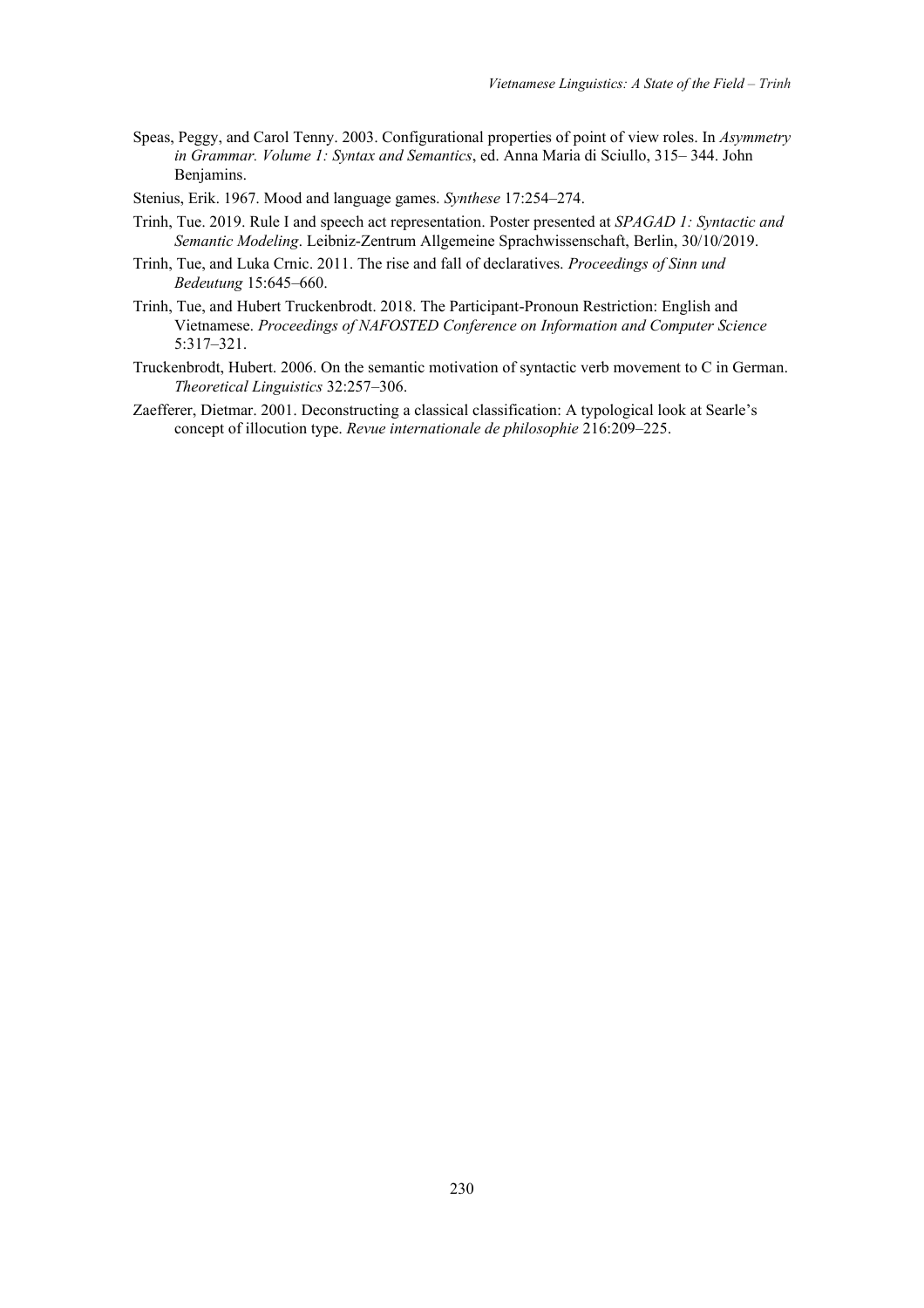Speas, Peggy, and Carol Tenny. 2003. Configurational properties of point of view roles. In *Asymmetry in Grammar. Volume 1: Syntax and Semantics*, ed. Anna Maria di Sciullo, 315– 344. John Benjamins.

Stenius, Erik. 1967. Mood and language games. *Synthese* 17:254–274.

Trinh, Tue. 2019. Rule I and speech act representation. Poster presented at *SPAGAD 1: Syntactic and Semantic Modeling*. Leibniz-Zentrum Allgemeine Sprachwissenschaft, Berlin, 30/10/2019.

Trinh, Tue, and Luka Crnic. 2011. The rise and fall of declaratives. *Proceedings of Sinn und Bedeutung* 15:645–660.

Trinh, Tue, and Hubert Truckenbrodt. 2018. The Participant-Pronoun Restriction: English and Vietnamese. *Proceedings of NAFOSTED Conference on Information and Computer Science* 5:317–321.

Truckenbrodt, Hubert. 2006. On the semantic motivation of syntactic verb movement to C in German. *Theoretical Linguistics* 32:257–306.

Zaefferer, Dietmar. 2001. Deconstructing a classical classification: A typological look at Searle's concept of illocution type. *Revue internationale de philosophie* 216:209–225.